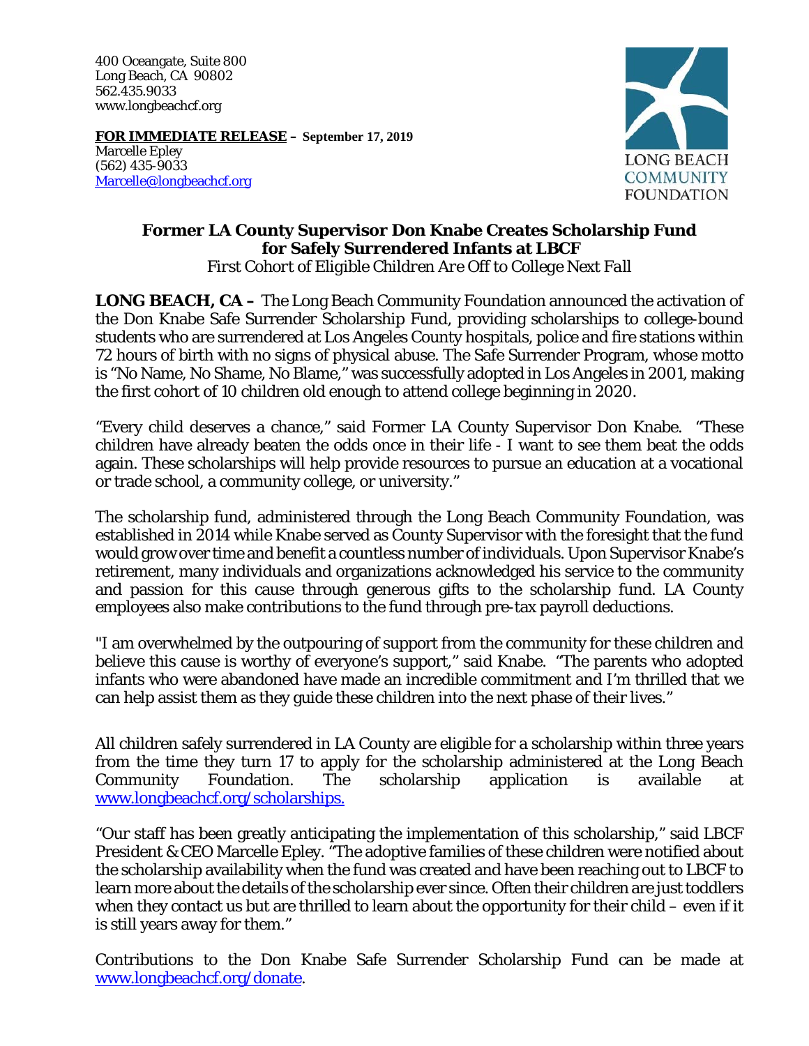400 Oceangate, Suite 800
Long Beach, CA 90802
562.435.9033
www.longbeachcf.org

**FOR IMMEDIATE RELEASE – September 17, 2019**
Marcelle Epley
(562) 435-9033
[Marcelle@longbeachcf.org](mailto:Marcelle@longbeachcf.org)

LONG BEACH COMMUNITY FOUNDATION

# Former LA County Supervisor Don Knabe Creates Scholarship Fund for Safely Surrendered Infants at LBCF

*First Cohort of Eligible Children Are Off to College Next Fall*

**LONG BEACH, CA –** The Long Beach Community Foundation announced the activation of the Don Knabe Safe Surrender Scholarship Fund, providing scholarships to college-bound students who are surrendered at Los Angeles County hospitals, police and fire stations within 72 hours of birth with no signs of physical abuse. The Safe Surrender Program, whose motto is "No Name, No Shame, No Blame," was successfully adopted in Los Angeles in 2001, making the first cohort of 10 children old enough to attend college beginning in 2020.

"Every child deserves a chance," said Former LA County Supervisor Don Knabe. "These children have already beaten the odds once in their life - I want to see them beat the odds again. These scholarships will help provide resources to pursue an education at a vocational or trade school, a community college, or university."

The scholarship fund, administered through the Long Beach Community Foundation, was established in 2014 while Knabe served as County Supervisor with the foresight that the fund would grow over time and benefit a countless number of individuals. Upon Supervisor Knabe's retirement, many individuals and organizations acknowledged his service to the community and passion for this cause through generous gifts to the scholarship fund. LA County employees also make contributions to the fund through pre-tax payroll deductions.

"I am overwhelmed by the outpouring of support from the community for these children and believe this cause is worthy of everyone's support," said Knabe. "The parents who adopted infants who were abandoned have made an incredible commitment and I'm thrilled that we can help assist them as they guide these children into the next phase of their lives."

All children safely surrendered in LA County are eligible for a scholarship within three years from the time they turn 17 to apply for the scholarship administered at the Long Beach Community Foundation. The scholarship application is available at [www.longbeachcf.org/scholarships.](http://www.longbeachcf.org/scholarships)

"Our staff has been greatly anticipating the implementation of this scholarship," said LBCF President & CEO Marcelle Epley. "The adoptive families of these children were notified about the scholarship availability when the fund was created and have been reaching out to LBCF to learn more about the details of the scholarship ever since. Often their children are just toddlers when they contact us but are thrilled to learn about the opportunity for their child – even if it is still years away for them."

Contributions to the Don Knabe Safe Surrender Scholarship Fund can be made at [www.longbeachcf.org/donate](http://www.longbeachcf.org/donate).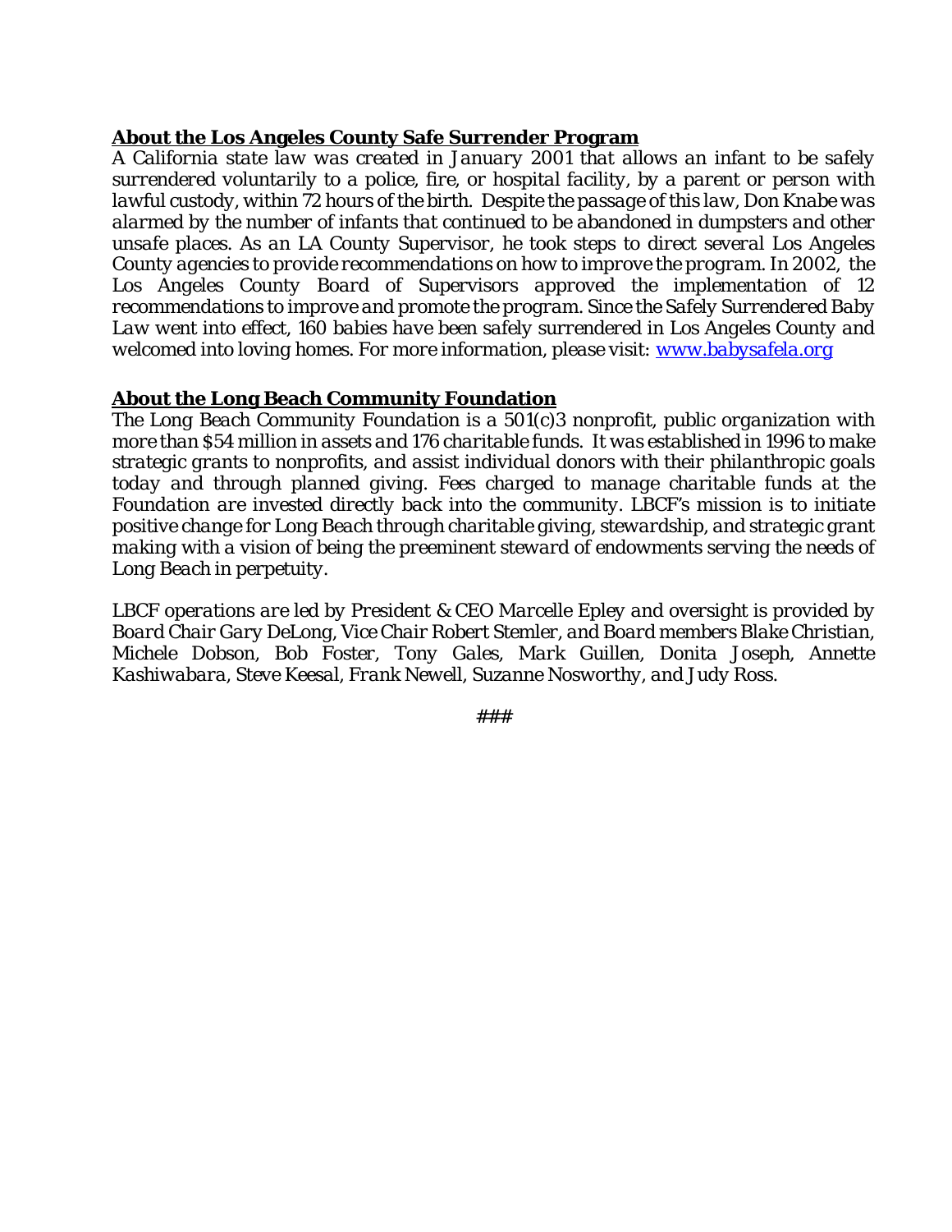**About the Los Angeles County Safe Surrender Program**

*A California state law was created in January 2001 that allows an infant to be safely surrendered voluntarily to a police, fire, or hospital facility, by a parent or person with lawful custody, within 72 hours of the birth. Despite the passage of this law, Don Knabe was alarmed by the number of infants that continued to be abandoned in dumpsters and other unsafe places. As an LA County Supervisor, he took steps to direct several Los Angeles County agencies to provide recommendations on how to improve the program. In 2002, the Los Angeles County Board of Supervisors approved the implementation of 12 recommendations to improve and promote the program. Since the Safely Surrendered Baby Law went into effect, 160 babies have been safely surrendered in Los Angeles County and welcomed into loving homes. For more information, please visit:* [www.babysafela.org](http://www.babysafela.org)

**About the Long Beach Community Foundation**

*The Long Beach Community Foundation is a 501(c)3 nonprofit, public organization with more than $54 million in assets and 176 charitable funds. It was established in 1996 to make strategic grants to nonprofits, and assist individual donors with their philanthropic goals today and through planned giving. Fees charged to manage charitable funds at the Foundation are invested directly back into the community. LBCF's mission is to initiate positive change for Long Beach through charitable giving, stewardship, and strategic grant making with a vision of being the preeminent steward of endowments serving the needs of Long Beach in perpetuity.*

*LBCF operations are led by President & CEO Marcelle Epley and oversight is provided by Board Chair Gary DeLong, Vice Chair Robert Stemler, and Board members Blake Christian, Michele Dobson, Bob Foster, Tony Gales, Mark Guillen, Donita Joseph, Annette Kashiwabara, Steve Keesal, Frank Newell, Suzanne Nosworthy, and Judy Ross.*

###